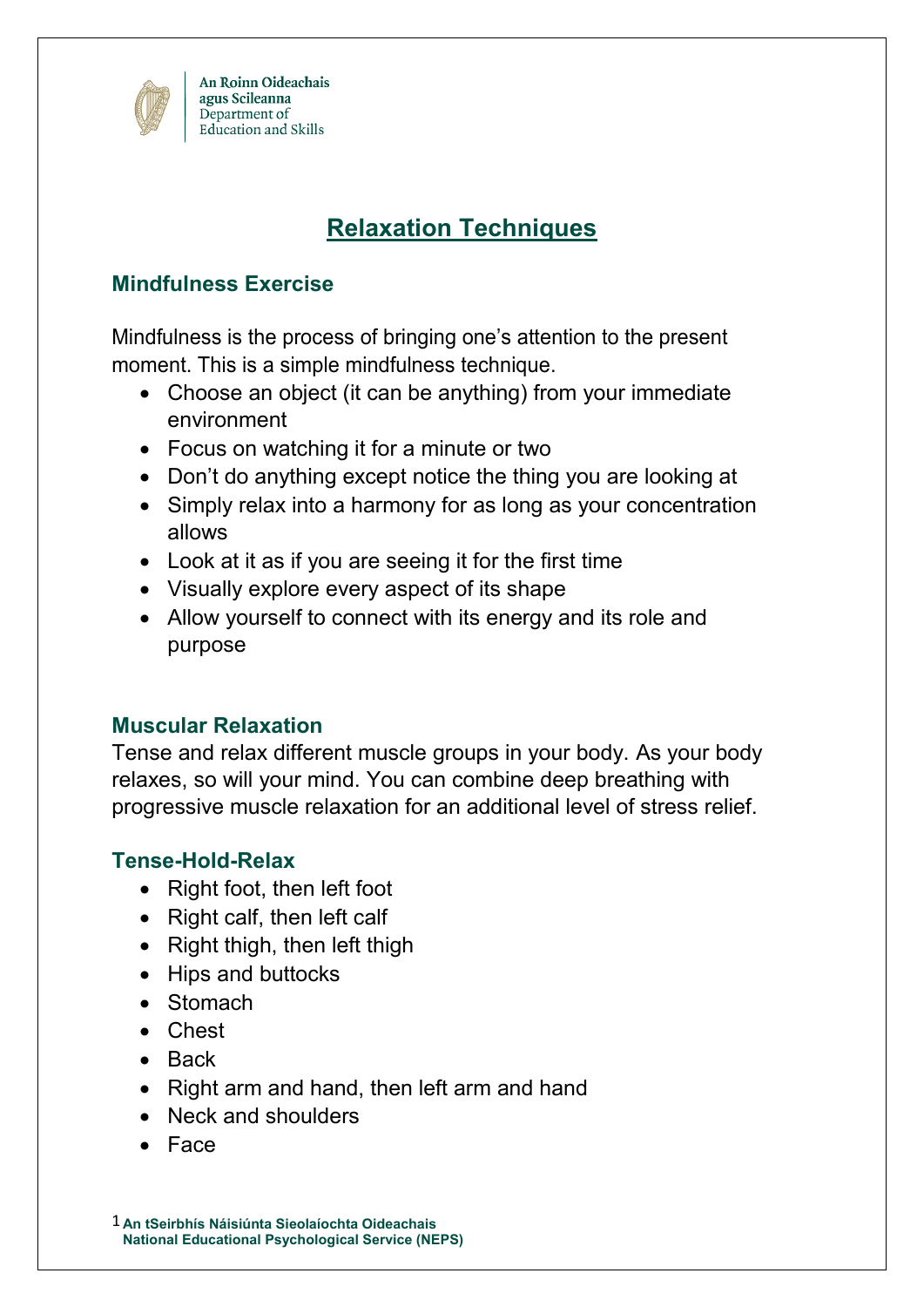An Roinn Oideachais agus Scileanna
Department of Education and Skills

# Relaxation Techniques

## Mindfulness Exercise

Mindfulness is the process of bringing one's attention to the present moment. This is a simple mindfulness technique.

- Choose an object (it can be anything) from your immediate environment
- Focus on watching it for a minute or two
- Don't do anything except notice the thing you are looking at
- Simply relax into a harmony for as long as your concentration allows
- Look at it as if you are seeing it for the first time
- Visually explore every aspect of its shape
- Allow yourself to connect with its energy and its role and purpose

## Muscular Relaxation

Tense and relax different muscle groups in your body. As your body relaxes, so will your mind. You can combine deep breathing with progressive muscle relaxation for an additional level of stress relief.

## Tense-Hold-Relax

- Right foot, then left foot
- Right calf, then left calf
- Right thigh, then left thigh
- Hips and buttocks
- Stomach
- Chest
- Back
- Right arm and hand, then left arm and hand
- Neck and shoulders
- Face

An tSeirbhís Náisiúnta Sieolaíochta Oideachais
National Educational Psychological Service (NEPS)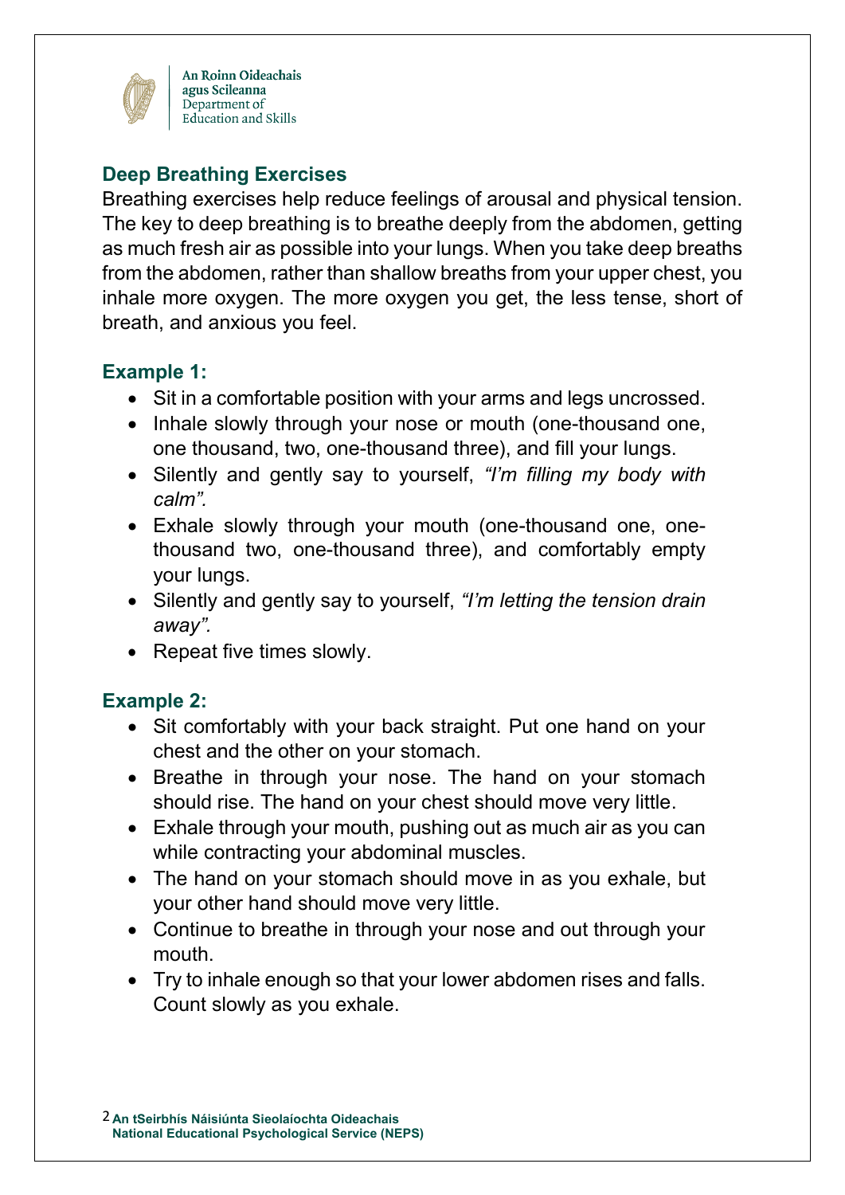An Roinn Oideachais agus Scileanna
Department of Education and Skills

## Deep Breathing Exercises

Breathing exercises help reduce feelings of arousal and physical tension. The key to deep breathing is to breathe deeply from the abdomen, getting as much fresh air as possible into your lungs. When you take deep breaths from the abdomen, rather than shallow breaths from your upper chest, you inhale more oxygen. The more oxygen you get, the less tense, short of breath, and anxious you feel.

### Example 1:

- Sit in a comfortable position with your arms and legs uncrossed.
- Inhale slowly through your nose or mouth (one-thousand one, one thousand, two, one-thousand three), and fill your lungs.
- Silently and gently say to yourself, *"I'm filling my body with calm".*
- Exhale slowly through your mouth (one-thousand one, one-thousand two, one-thousand three), and comfortably empty your lungs.
- Silently and gently say to yourself, *"I'm letting the tension drain away".*
- Repeat five times slowly.

### Example 2:

- Sit comfortably with your back straight. Put one hand on your chest and the other on your stomach.
- Breathe in through your nose. The hand on your stomach should rise. The hand on your chest should move very little.
- Exhale through your mouth, pushing out as much air as you can while contracting your abdominal muscles.
- The hand on your stomach should move in as you exhale, but your other hand should move very little.
- Continue to breathe in through your nose and out through your mouth.
- Try to inhale enough so that your lower abdomen rises and falls. Count slowly as you exhale.

An tSeirbhís Náisiúnta Sieolaíochta Oideachais
National Educational Psychological Service (NEPS)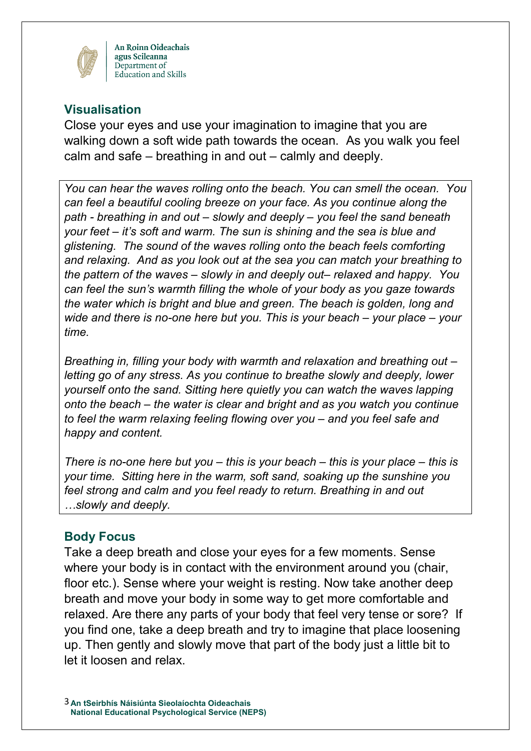## Visualisation

Close your eyes and use your imagination to imagine that you are walking down a soft wide path towards the ocean. As you walk you feel calm and safe – breathing in and out – calmly and deeply.

*You can hear the waves rolling onto the beach. You can smell the ocean. You can feel a beautiful cooling breeze on your face. As you continue along the path - breathing in and out – slowly and deeply – you feel the sand beneath your feet – it's soft and warm. The sun is shining and the sea is blue and glistening. The sound of the waves rolling onto the beach feels comforting and relaxing. And as you look out at the sea you can match your breathing to the pattern of the waves – slowly in and deeply out– relaxed and happy. You can feel the sun's warmth filling the whole of your body as you gaze towards the water which is bright and blue and green. The beach is golden, long and wide and there is no-one here but you. This is your beach – your place – your time.*

*Breathing in, filling your body with warmth and relaxation and breathing out – letting go of any stress. As you continue to breathe slowly and deeply, lower yourself onto the sand. Sitting here quietly you can watch the waves lapping onto the beach – the water is clear and bright and as you watch you continue to feel the warm relaxing feeling flowing over you – and you feel safe and happy and content.*

*There is no-one here but you – this is your beach – this is your place – this is your time. Sitting here in the warm, soft sand, soaking up the sunshine you feel strong and calm and you feel ready to return. Breathing in and out …slowly and deeply.*

## Body Focus

Take a deep breath and close your eyes for a few moments. Sense where your body is in contact with the environment around you (chair, floor etc.). Sense where your weight is resting. Now take another deep breath and move your body in some way to get more comfortable and relaxed. Are there any parts of your body that feel very tense or sore? If you find one, take a deep breath and try to imagine that place loosening up. Then gently and slowly move that part of the body just a little bit to let it loosen and relax.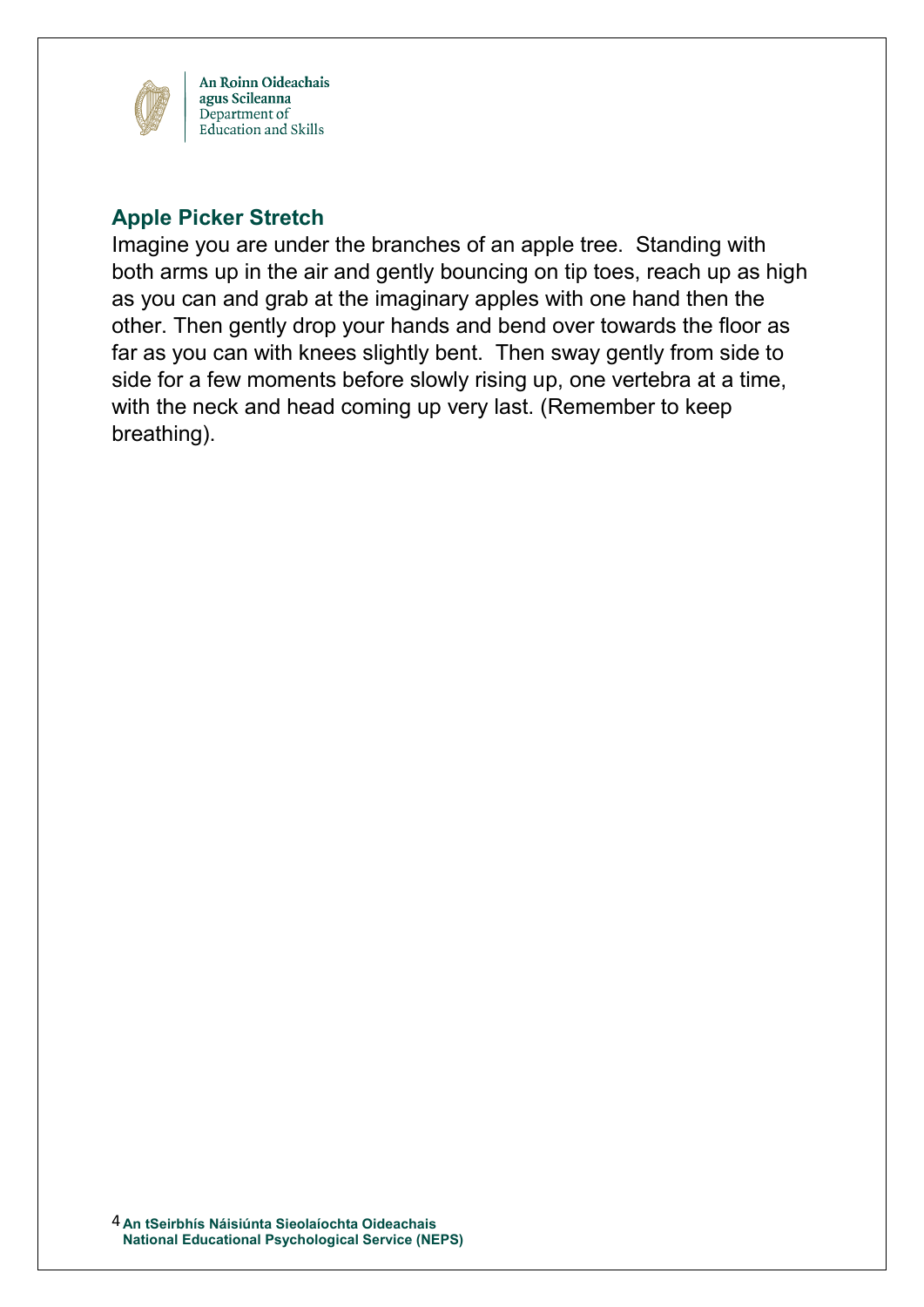## Apple Picker Stretch

Imagine you are under the branches of an apple tree.  Standing with both arms up in the air and gently bouncing on tip toes, reach up as high as you can and grab at the imaginary apples with one hand then the other. Then gently drop your hands and bend over towards the floor as far as you can with knees slightly bent.  Then sway gently from side to side for a few moments before slowly rising up, one vertebra at a time, with the neck and head coming up very last. (Remember to keep breathing).